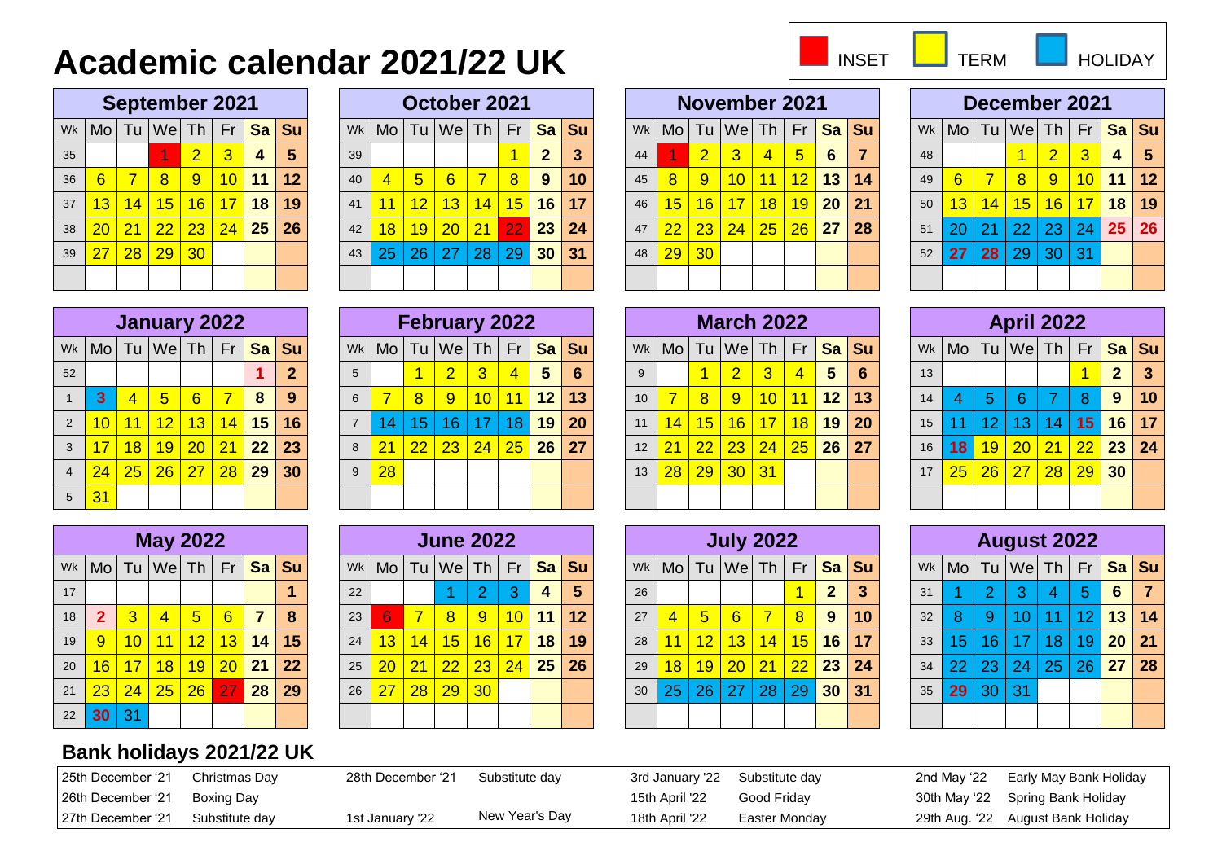# Academic calendar 2021/22 UK

INSET | TERM | HOLIDAY

### September 2021

| Wk | Mo | Tu | We | Th | Fr | Sa | Su |
|---|---|---|---|---|---|---|---|
| 35 | | | 1 | 2 | 3 | 4 | 5 |
| 36 | 6 | 7 | 8 | 9 | 10 | 11 | 12 |
| 37 | 13 | 14 | 15 | 16 | 17 | 18 | 19 |
| 38 | 20 | 21 | 22 | 23 | 24 | 25 | 26 |
| 39 | 27 | 28 | 29 | 30 | | | |

### October 2021

| Wk | Mo | Tu | We | Th | Fr | Sa | Su |
|---|---|---|---|---|---|---|---|
| 39 | | | | | 1 | 2 | 3 |
| 40 | 4 | 5 | 6 | 7 | 8 | 9 | 10 |
| 41 | 11 | 12 | 13 | 14 | 15 | 16 | 17 |
| 42 | 18 | 19 | 20 | 21 | 22 | 23 | 24 |
| 43 | 25 | 26 | 27 | 28 | 29 | 30 | 31 |

### November 2021

| Wk | Mo | Tu | We | Th | Fr | Sa | Su |
|---|---|---|---|---|---|---|---|
| 44 | 1 | 2 | 3 | 4 | 5 | 6 | 7 |
| 45 | 8 | 9 | 10 | 11 | 12 | 13 | 14 |
| 46 | 15 | 16 | 17 | 18 | 19 | 20 | 21 |
| 47 | 22 | 23 | 24 | 25 | 26 | 27 | 28 |
| 48 | 29 | 30 | | | | | |

### December 2021

| Wk | Mo | Tu | We | Th | Fr | Sa | Su |
|---|---|---|---|---|---|---|---|
| 48 | | | 1 | 2 | 3 | 4 | 5 |
| 49 | 6 | 7 | 8 | 9 | 10 | 11 | 12 |
| 50 | 13 | 14 | 15 | 16 | 17 | 18 | 19 |
| 51 | 20 | 21 | 22 | 23 | 24 | 25 | 26 |
| 52 | 27 | 28 | 29 | 30 | 31 | | |

### January 2022

| Wk | Mo | Tu | We | Th | Fr | Sa | Su |
|---|---|---|---|---|---|---|---|
| 52 | | | | | | 1 | 2 |
| 1 | 3 | 4 | 5 | 6 | 7 | 8 | 9 |
| 2 | 10 | 11 | 12 | 13 | 14 | 15 | 16 |
| 3 | 17 | 18 | 19 | 20 | 21 | 22 | 23 |
| 4 | 24 | 25 | 26 | 27 | 28 | 29 | 30 |
| 5 | 31 | | | | | | |

### February 2022

| Wk | Mo | Tu | We | Th | Fr | Sa | Su |
|---|---|---|---|---|---|---|---|
| 5 | | 1 | 2 | 3 | 4 | 5 | 6 |
| 6 | 7 | 8 | 9 | 10 | 11 | 12 | 13 |
| 7 | 14 | 15 | 16 | 17 | 18 | 19 | 20 |
| 8 | 21 | 22 | 23 | 24 | 25 | 26 | 27 |
| 9 | 28 | | | | | | |

### March 2022

| Wk | Mo | Tu | We | Th | Fr | Sa | Su |
|---|---|---|---|---|---|---|---|
| 9 | | 1 | 2 | 3 | 4 | 5 | 6 |
| 10 | 7 | 8 | 9 | 10 | 11 | 12 | 13 |
| 11 | 14 | 15 | 16 | 17 | 18 | 19 | 20 |
| 12 | 21 | 22 | 23 | 24 | 25 | 26 | 27 |
| 13 | 28 | 29 | 30 | 31 | | | |

### April 2022

| Wk | Mo | Tu | We | Th | Fr | Sa | Su |
|---|---|---|---|---|---|---|---|
| 13 | | | | | 1 | 2 | 3 |
| 14 | 4 | 5 | 6 | 7 | 8 | 9 | 10 |
| 15 | 11 | 12 | 13 | 14 | 15 | 16 | 17 |
| 16 | 18 | 19 | 20 | 21 | 22 | 23 | 24 |
| 17 | 25 | 26 | 27 | 28 | 29 | 30 | |

### May 2022

| Wk | Mo | Tu | We | Th | Fr | Sa | Su |
|---|---|---|---|---|---|---|---|
| 17 | | | | | | | 1 |
| 18 | 2 | 3 | 4 | 5 | 6 | 7 | 8 |
| 19 | 9 | 10 | 11 | 12 | 13 | 14 | 15 |
| 20 | 16 | 17 | 18 | 19 | 20 | 21 | 22 |
| 21 | 23 | 24 | 25 | 26 | 27 | 28 | 29 |
| 22 | 30 | 31 | | | | | |

### June 2022

| Wk | Mo | Tu | We | Th | Fr | Sa | Su |
|---|---|---|---|---|---|---|---|
| 22 | | | 1 | 2 | 3 | 4 | 5 |
| 23 | 6 | 7 | 8 | 9 | 10 | 11 | 12 |
| 24 | 13 | 14 | 15 | 16 | 17 | 18 | 19 |
| 25 | 20 | 21 | 22 | 23 | 24 | 25 | 26 |
| 26 | 27 | 28 | 29 | 30 | | | |

### July 2022

| Wk | Mo | Tu | We | Th | Fr | Sa | Su |
|---|---|---|---|---|---|---|---|
| 26 | | | | | 1 | 2 | 3 |
| 27 | 4 | 5 | 6 | 7 | 8 | 9 | 10 |
| 28 | 11 | 12 | 13 | 14 | 15 | 16 | 17 |
| 29 | 18 | 19 | 20 | 21 | 22 | 23 | 24 |
| 30 | 25 | 26 | 27 | 28 | 29 | 30 | 31 |

### August 2022

| Wk | Mo | Tu | We | Th | Fr | Sa | Su |
|---|---|---|---|---|---|---|---|
| 31 | 1 | 2 | 3 | 4 | 5 | 6 | 7 |
| 32 | 8 | 9 | 10 | 11 | 12 | 13 | 14 |
| 33 | 15 | 16 | 17 | 18 | 19 | 20 | 21 |
| 34 | 22 | 23 | 24 | 25 | 26 | 27 | 28 |
| 35 | 29 | 30 | 31 | | | | |

## Bank holidays 2021/22 UK

| Date | Holiday |
|---|---|
| 25th December '21 | Christmas Day |
| 26th December '21 | Boxing Day |
| 27th December '21 | Substitute day |
| 28th December '21 | Substitute day |
| 1st January '22 | New Year's Day |
| 3rd January '22 | Substitute day |
| 15th April '22 | Good Friday |
| 18th April '22 | Easter Monday |
| 2nd May '22 | Early May Bank Holiday |
| 30th May '22 | Spring Bank Holiday |
| 29th Aug. '22 | August Bank Holiday |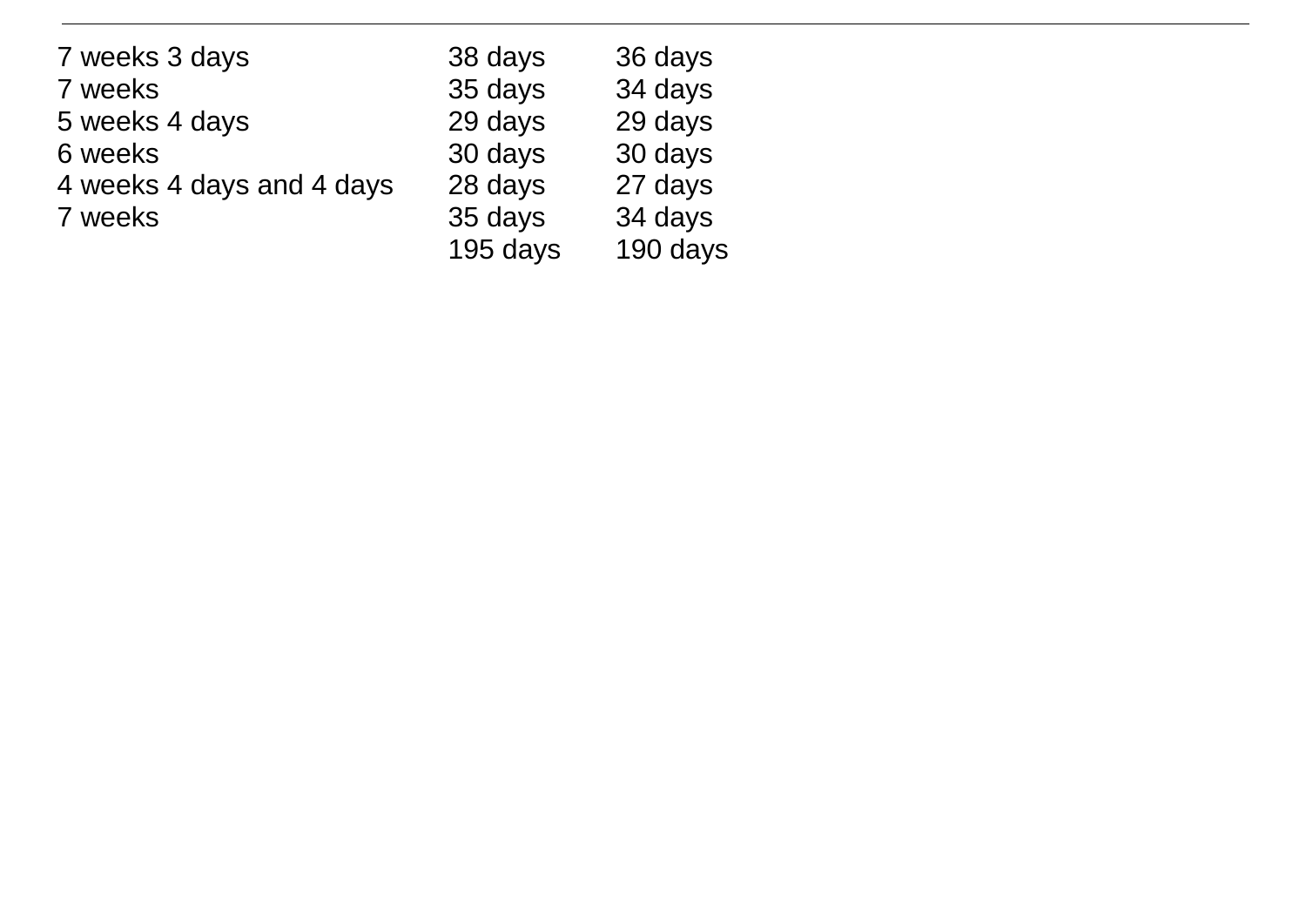| | | |
|---|---|---|
| 7 weeks 3 days | 38 days | 36 days |
| 7 weeks | 35 days | 34 days |
| 5 weeks 4 days | 29 days | 29 days |
| 6 weeks | 30 days | 30 days |
| 4 weeks 4 days and 4 days | 28 days | 27 days |
| 7 weeks | 35 days | 34 days |
| | 195 days | 190 days |